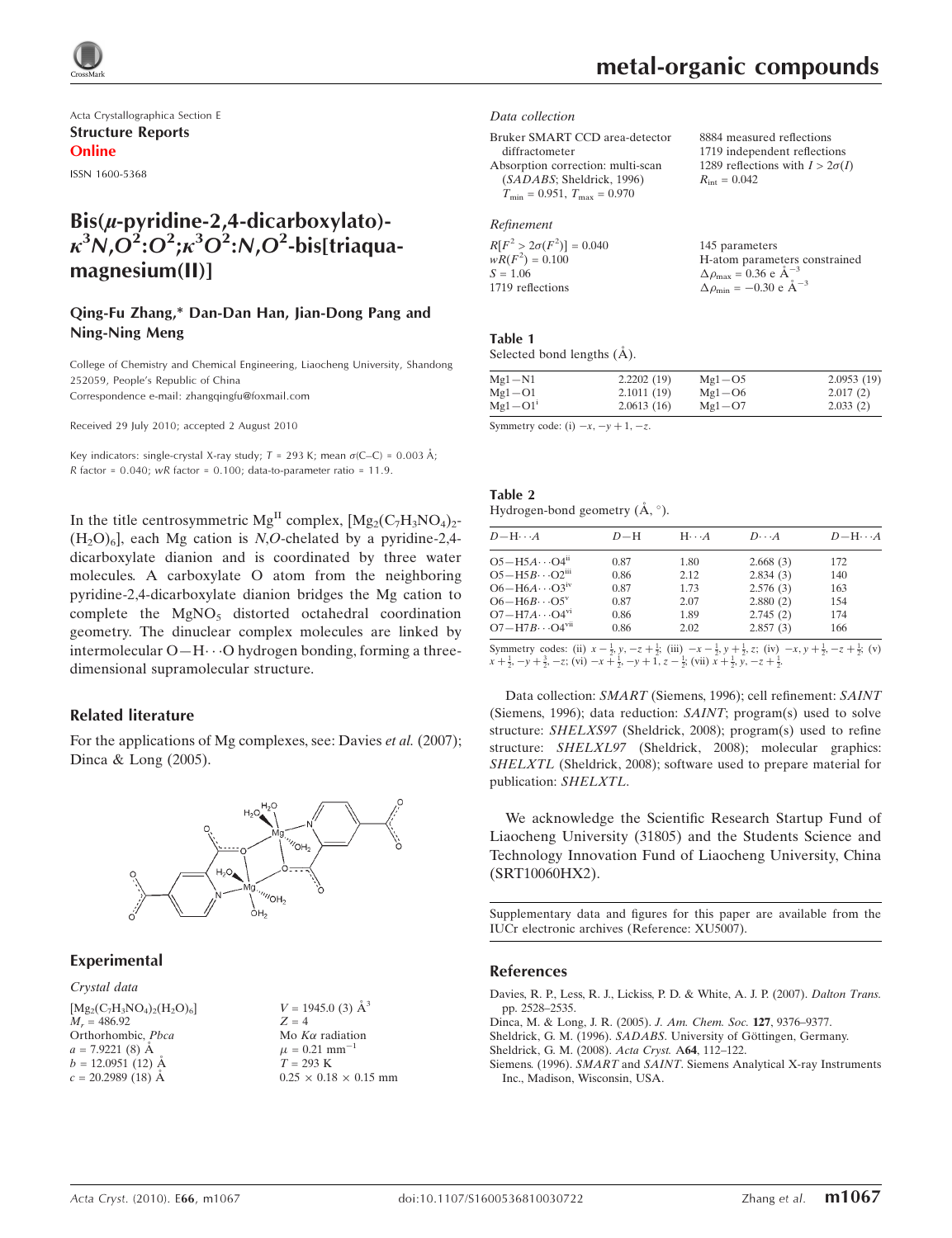Acta Crystallographica Section E
**Structure Reports**
**Online**

ISSN 1600-5368

# Bis($\mu$-pyridine-2,4-dicarboxylato)-$\kappa^3N,O^2:O^2;\kappa^3O^2:N,O^2$-bis[triaqua-magnesium(II)]

**Qing-Fu Zhang,* Dan-Dan Han, Jian-Dong Pang and Ning-Ning Meng**

College of Chemistry and Chemical Engineering, Liaocheng University, Shandong 252059, People's Republic of China
Correspondence e-mail: zhangqingfu@foxmail.com

Received 29 July 2010; accepted 2 August 2010

Key indicators: single-crystal X-ray study; $T$ = 293 K; mean $\sigma$(C–C) = 0.003 Å; $R$ factor = 0.040; $wR$ factor = 0.100; data-to-parameter ratio = 11.9.

In the title centrosymmetric $Mg^{II}$ complex, $[Mg_2(C_7H_3NO_4)_2(H_2O)_6]$, each Mg cation is $N,O$-chelated by a pyridine-2,4-dicarboxylate dianion and is coordinated by three water molecules. A carboxylate O atom from the neighboring pyridine-2,4-dicarboxylate dianion bridges the Mg cation to complete the $MgNO_5$ distorted octahedral coordination geometry. The dinuclear complex molecules are linked by intermolecular O—H⋯O hydrogen bonding, forming a three-dimensional supramolecular structure.

## Related literature

For the applications of Mg complexes, see: Davies *et al.* (2007); Dinca & Long (2005).

## Experimental

### Crystal data

$[Mg_2(C_7H_3NO_4)_2(H_2O)_6]$
$M_r$ = 486.92
Orthorhombic, $Pbca$
$a$ = 7.9221 (8) Å
$b$ = 12.0951 (12) Å
$c$ = 20.2989 (18) Å
$V$ = 1945.0 (3) Å$^3$
$Z$ = 4
Mo $K\alpha$ radiation
$\mu$ = 0.21 mm$^{-1}$
$T$ = 293 K
0.25 × 0.18 × 0.15 mm

### Data collection

Bruker SMART CCD area-detector diffractometer
Absorption correction: multi-scan (*SADABS*; Sheldrick, 1996)
$T_{min}$ = 0.951, $T_{max}$ = 0.970
8884 measured reflections
1719 independent reflections
1289 reflections with $I > 2\sigma(I)$
$R_{int}$ = 0.042

### Refinement

$R[F^2 > 2\sigma(F^2)]$ = 0.040
$wR(F^2)$ = 0.100
$S$ = 1.06
1719 reflections
145 parameters
H-atom parameters constrained
$\Delta\rho_{max}$ = 0.36 e Å$^{-3}$
$\Delta\rho_{min}$ = −0.30 e Å$^{-3}$

**Table 1**
Selected bond lengths (Å).

| | | | |
|---|---|---|---|
| Mg1—N1 | 2.2202 (19) | Mg1—O5 | 2.0953 (19) |
| Mg1—O1 | 2.1011 (19) | Mg1—O6 | 2.017 (2) |
| Mg1—O1$^i$ | 2.0613 (16) | Mg1—O7 | 2.033 (2) |

Symmetry code: (i) $-x, -y+1, -z$.

**Table 2**
Hydrogen-bond geometry (Å, °).

| $D$—H⋯$A$ | $D$—H | H⋯$A$ | $D$⋯$A$ | $D$—H⋯$A$ |
|---|---|---|---|---|
| O5—H5$A$⋯O4$^{ii}$ | 0.87 | 1.80 | 2.668 (3) | 172 |
| O5—H5$B$⋯O2$^{iii}$ | 0.86 | 2.12 | 2.834 (3) | 140 |
| O6—H6$A$⋯O3$^{iv}$ | 0.87 | 1.73 | 2.576 (3) | 163 |
| O6—H6$B$⋯O5$^{v}$ | 0.87 | 2.07 | 2.880 (2) | 154 |
| O7—H7$A$⋯O4$^{vi}$ | 0.86 | 1.89 | 2.745 (2) | 174 |
| O7—H7$B$⋯O4$^{vii}$ | 0.86 | 2.02 | 2.857 (3) | 166 |

Symmetry codes: (ii) $x-\frac{1}{2}, y, -z+\frac{1}{2}$; (iii) $-x-\frac{1}{2}, y+\frac{1}{2}, z$; (iv) $-x, y+\frac{1}{2}, -z+\frac{1}{2}$; (v) $x+\frac{1}{2}, -y+\frac{3}{2}, -z$; (vi) $-x+\frac{1}{2}, -y+1, z-\frac{1}{2}$; (vii) $x+\frac{1}{2}, y, -z+\frac{1}{2}$.

Data collection: *SMART* (Siemens, 1996); cell refinement: *SAINT* (Siemens, 1996); data reduction: *SAINT*; program(s) used to solve structure: *SHELXS97* (Sheldrick, 2008); program(s) used to refine structure: *SHELXL97* (Sheldrick, 2008); molecular graphics: *SHELXTL* (Sheldrick, 2008); software used to prepare material for publication: *SHELXTL*.

We acknowledge the Scientific Research Startup Fund of Liaocheng University (31805) and the Students Science and Technology Innovation Fund of Liaocheng University, China (SRT10060HX2).

Supplementary data and figures for this paper are available from the IUCr electronic archives (Reference: XU5007).

## References

Davies, R. P., Less, R. J., Lickiss, P. D. & White, A. J. P. (2007). *Dalton Trans.* pp. 2528–2535.
Dinca, M. & Long, J. R. (2005). *J. Am. Chem. Soc.* **127**, 9376–9377.
Sheldrick, G. M. (1996). *SADABS*. University of Göttingen, Germany.
Sheldrick, G. M. (2008). *Acta Cryst.* A**64**, 112–122.
Siemens. (1996). *SMART* and *SAINT*. Siemens Analytical X-ray Instruments Inc., Madison, Wisconsin, USA.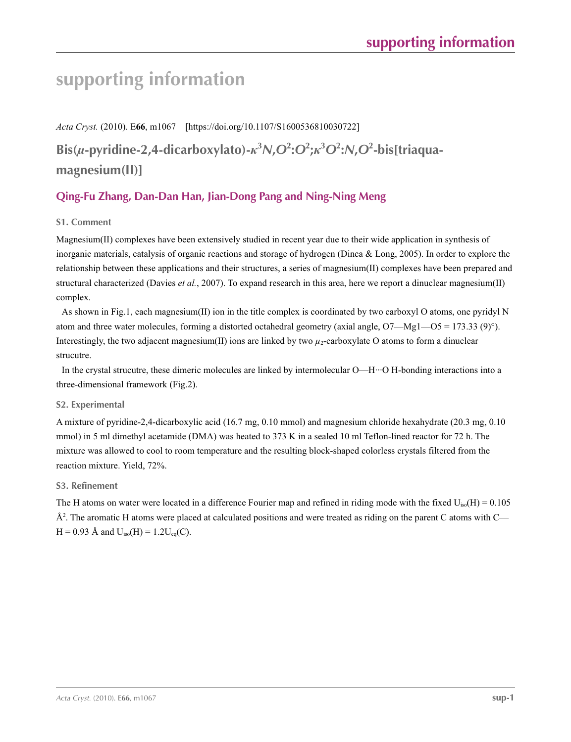# supporting information

*Acta Cryst.* (2010). E**66**, m1067 [https://doi.org/10.1107/S1600536810030722]

## Bis($\mu$-pyridine-2,4-dicarboxylato)-$\kappa^3N,O^2:O^2;\kappa^3O^2:N,O^2$-bis[triaqua-magnesium(II)]

**Qing-Fu Zhang, Dan-Dan Han, Jian-Dong Pang and Ning-Ning Meng**

### S1. Comment

Magnesium(II) complexes have been extensively studied in recent year due to their wide application in synthesis of inorganic materials, catalysis of organic reactions and storage of hydrogen (Dinca & Long, 2005). In order to explore the relationship between these applications and their structures, a series of magnesium(II) complexes have been prepared and structural characterized (Davies *et al.*, 2007). To expand research in this area, here we report a dinuclear magnesium(II) complex.

As shown in Fig.1, each magnesium(II) ion in the title complex is coordinated by two carboxyl O atoms, one pyridyl N atom and three water molecules, forming a distorted octahedral geometry (axial angle, O7—Mg1—O5 = 173.33 (9)°). Interestingly, the two adjacent magnesium(II) ions are linked by two $\mu_2$-carboxylate O atoms to form a dinuclear strucutre.

In the crystal strucutre, these dimeric molecules are linked by intermolecular O—H···O H-bonding interactions into a three-dimensional framework (Fig.2).

### S2. Experimental

A mixture of pyridine-2,4-dicarboxylic acid (16.7 mg, 0.10 mmol) and magnesium chloride hexahydrate (20.3 mg, 0.10 mmol) in 5 ml dimethyl acetamide (DMA) was heated to 373 K in a sealed 10 ml Teflon-lined reactor for 72 h. The mixture was allowed to cool to room temperature and the resulting block-shaped colorless crystals filtered from the reaction mixture. Yield, 72%.

### S3. Refinement

The H atoms on water were located in a difference Fourier map and refined in riding mode with the fixed $U_{iso}(H) = 0.105$ Å$^2$. The aromatic H atoms were placed at calculated positions and were treated as riding on the parent C atoms with C—H = 0.93 Å and $U_{iso}(H) = 1.2U_{eq}(C)$.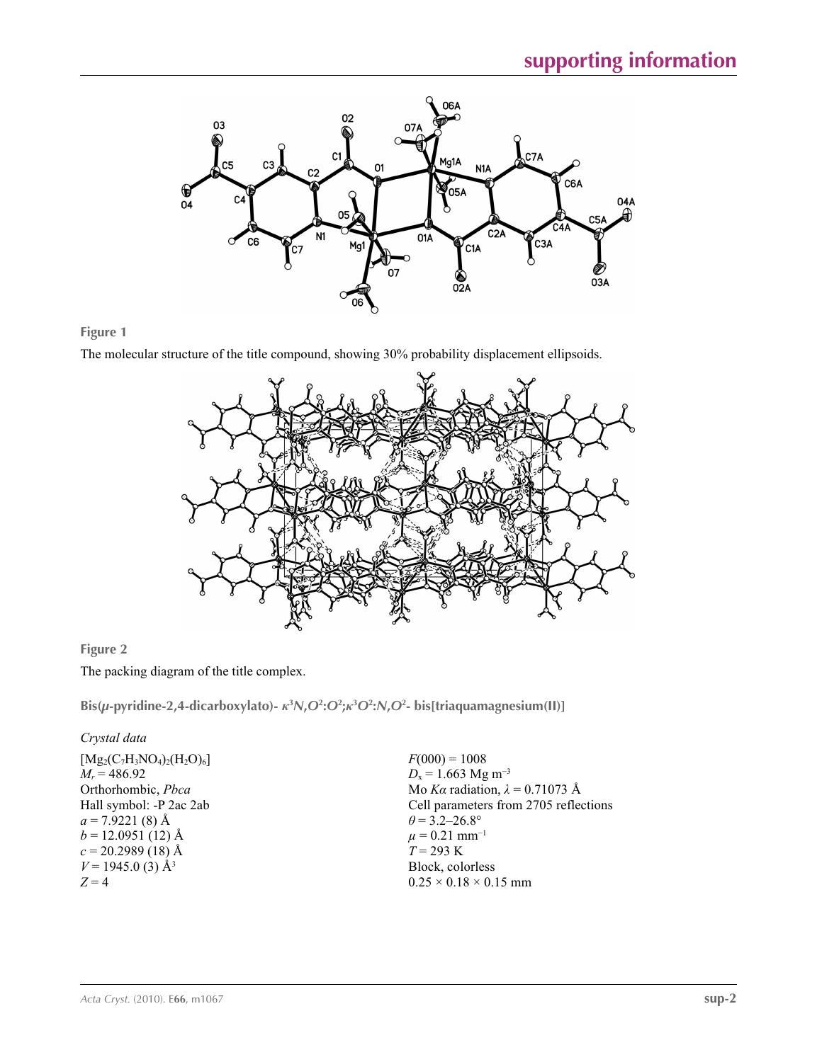**Figure 1**

The molecular structure of the title compound, showing 30% probability displacement ellipsoids.

**Figure 2**

The packing diagram of the title complex.

## Bis(*μ*-pyridine-2,4-dicarboxylato)- $\kappa^3N,O^2:O^2;\kappa^3O^2:N,O^2$- bis[triaquamagnesium(II)]

### *Crystal data*

$[Mg_2(C_7H_3NO_4)_2(H_2O)_6]$
$M_r = 486.92$
Orthorhombic, *Pbca*
Hall symbol: -P 2ac 2ab
$a = 7.9221$ (8) Å
$b = 12.0951$ (12) Å
$c = 20.2989$ (18) Å
$V = 1945.0$ (3) Å$^3$
$Z = 4$

$F(000) = 1008$
$D_x = 1.663$ Mg m$^{-3}$
Mo $K\alpha$ radiation, $\lambda = 0.71073$ Å
Cell parameters from 2705 reflections
$\theta = 3.2$–26.8°
$\mu = 0.21$ mm$^{-1}$
$T = 293$ K
Block, colorless
0.25 × 0.18 × 0.15 mm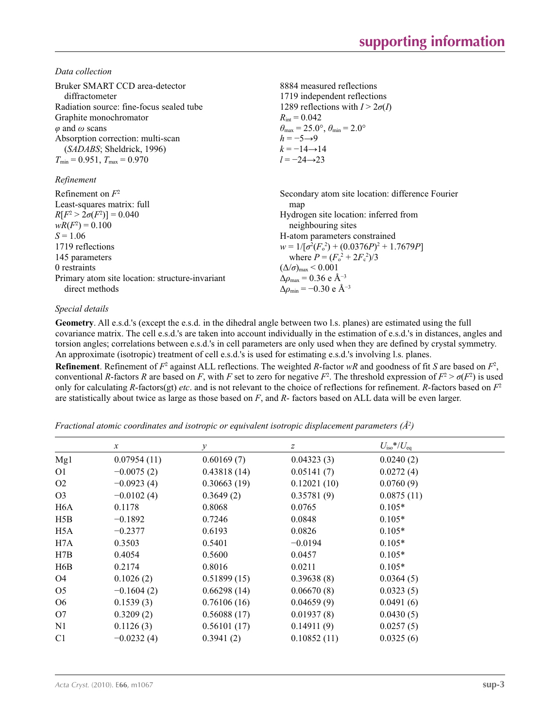*Data collection*

Bruker SMART CCD area-detector diffractometer
Radiation source: fine-focus sealed tube
Graphite monochromator
$\varphi$ and $\omega$ scans
Absorption correction: multi-scan (*SADABS*; Sheldrick, 1996)
$T_{min} = 0.951$, $T_{max} = 0.970$

8884 measured reflections
1719 independent reflections
1289 reflections with $I > 2\sigma(I)$
$R_{int} = 0.042$
$\theta_{max} = 25.0°$, $\theta_{min} = 2.0°$
$h = -5 \rightarrow 9$
$k = -14 \rightarrow 14$
$l = -24 \rightarrow 23$

*Refinement*

Refinement on $F^2$
Least-squares matrix: full
$R[F^2 > 2\sigma(F^2)] = 0.040$
$wR(F^2) = 0.100$
$S = 1.06$
1719 reflections
145 parameters
0 restraints
Primary atom site location: structure-invariant direct methods

Secondary atom site location: difference Fourier map
Hydrogen site location: inferred from neighbouring sites
H-atom parameters constrained
$w = 1/[\sigma^2(F_o^2) + (0.0376P)^2 + 1.7679P]$ where $P = (F_o^2 + 2F_c^2)/3$
$(\Delta/\sigma)_{max} < 0.001$
$\Delta\rho_{max} = 0.36$ e Å$^{-3}$
$\Delta\rho_{min} = -0.30$ e Å$^{-3}$

*Special details*

**Geometry**. All e.s.d.'s (except the e.s.d. in the dihedral angle between two l.s. planes) are estimated using the full covariance matrix. The cell e.s.d.'s are taken into account individually in the estimation of e.s.d.'s in distances, angles and torsion angles; correlations between e.s.d.'s in cell parameters are only used when they are defined by crystal symmetry. An approximate (isotropic) treatment of cell e.s.d.'s is used for estimating e.s.d.'s involving l.s. planes.

**Refinement**. Refinement of $F^2$ against ALL reflections. The weighted *R*-factor *wR* and goodness of fit *S* are based on $F^2$, conventional *R*-factors *R* are based on *F*, with *F* set to zero for negative $F^2$. The threshold expression of $F^2 > \sigma(F^2)$ is used only for calculating *R*-factors(gt) *etc*. and is not relevant to the choice of reflections for refinement. *R*-factors based on $F^2$ are statistically about twice as large as those based on *F*, and *R*- factors based on ALL data will be even larger.

*Fractional atomic coordinates and isotropic or equivalent isotropic displacement parameters (Å$^2$)*

| | *x* | *y* | *z* | $U_{iso}$*/$U_{eq}$ |
|---|---|---|---|---|
| Mg1 | 0.07954 (11) | 0.60169 (7) | 0.04323 (3) | 0.0240 (2) |
| O1 | −0.0075 (2) | 0.43818 (14) | 0.05141 (7) | 0.0272 (4) |
| O2 | −0.0923 (4) | 0.30663 (19) | 0.12021 (10) | 0.0760 (9) |
| O3 | −0.0102 (4) | 0.3649 (2) | 0.35781 (9) | 0.0875 (11) |
| H6A | 0.1178 | 0.8068 | 0.0765 | 0.105* |
| H5B | −0.1892 | 0.7246 | 0.0848 | 0.105* |
| H5A | −0.2377 | 0.6193 | 0.0826 | 0.105* |
| H7A | 0.3503 | 0.5401 | −0.0194 | 0.105* |
| H7B | 0.4054 | 0.5600 | 0.0457 | 0.105* |
| H6B | 0.2174 | 0.8016 | 0.0211 | 0.105* |
| O4 | 0.1026 (2) | 0.51899 (15) | 0.39638 (8) | 0.0364 (5) |
| O5 | −0.1604 (2) | 0.66298 (14) | 0.06670 (8) | 0.0323 (5) |
| O6 | 0.1539 (3) | 0.76106 (16) | 0.04659 (9) | 0.0491 (6) |
| O7 | 0.3209 (2) | 0.56088 (17) | 0.01937 (8) | 0.0430 (5) |
| N1 | 0.1126 (3) | 0.56101 (17) | 0.14911 (9) | 0.0257 (5) |
| C1 | −0.0232 (4) | 0.3941 (2) | 0.10852 (11) | 0.0325 (6) |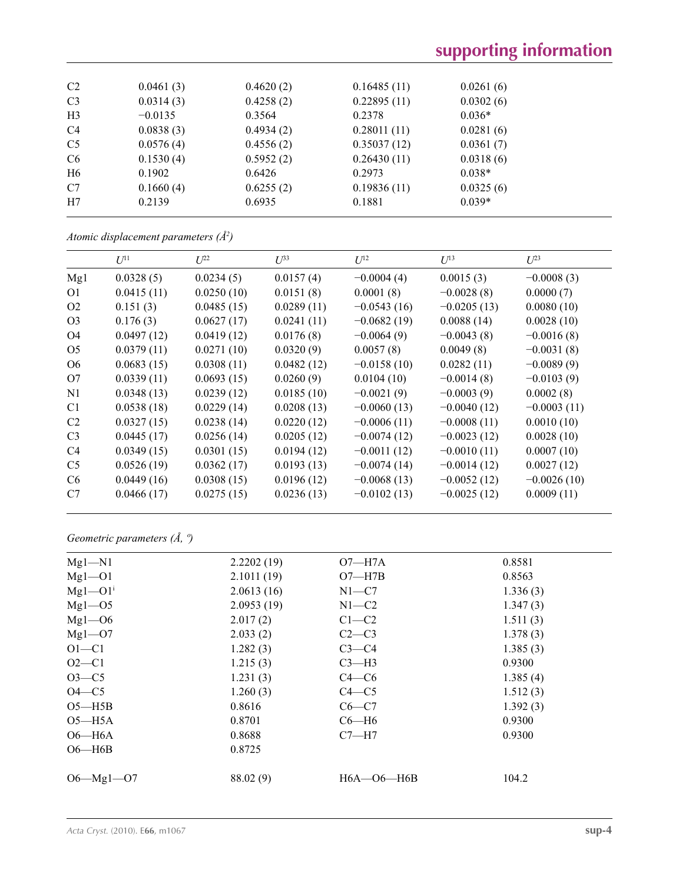| | | | | |
|---|---|---|---|---|
| C2 | 0.0461 (3) | 0.4620 (2) | 0.16485 (11) | 0.0261 (6) |
| C3 | 0.0314 (3) | 0.4258 (2) | 0.22895 (11) | 0.0302 (6) |
| H3 | −0.0135 | 0.3564 | 0.2378 | 0.036* |
| C4 | 0.0838 (3) | 0.4934 (2) | 0.28011 (11) | 0.0281 (6) |
| C5 | 0.0576 (4) | 0.4556 (2) | 0.35037 (12) | 0.0361 (7) |
| C6 | 0.1530 (4) | 0.5952 (2) | 0.26430 (11) | 0.0318 (6) |
| H6 | 0.1902 | 0.6426 | 0.2973 | 0.038* |
| C7 | 0.1660 (4) | 0.6255 (2) | 0.19836 (11) | 0.0325 (6) |
| H7 | 0.2139 | 0.6935 | 0.1881 | 0.039* |

*Atomic displacement parameters (Å²)*

| | $U^{11}$ | $U^{22}$ | $U^{33}$ | $U^{12}$ | $U^{13}$ | $U^{23}$ |
|---|---|---|---|---|---|---|
| Mg1 | 0.0328 (5) | 0.0234 (5) | 0.0157 (4) | −0.0004 (4) | 0.0015 (3) | −0.0008 (3) |
| O1 | 0.0415 (11) | 0.0250 (10) | 0.0151 (8) | 0.0001 (8) | −0.0028 (8) | 0.0000 (7) |
| O2 | 0.151 (3) | 0.0485 (15) | 0.0289 (11) | −0.0543 (16) | −0.0205 (13) | 0.0080 (10) |
| O3 | 0.176 (3) | 0.0627 (17) | 0.0241 (11) | −0.0682 (19) | 0.0088 (14) | 0.0028 (10) |
| O4 | 0.0497 (12) | 0.0419 (12) | 0.0176 (8) | −0.0064 (9) | −0.0043 (8) | −0.0016 (8) |
| O5 | 0.0379 (11) | 0.0271 (10) | 0.0320 (9) | 0.0057 (8) | 0.0049 (8) | −0.0031 (8) |
| O6 | 0.0683 (15) | 0.0308 (11) | 0.0482 (12) | −0.0158 (10) | 0.0282 (11) | −0.0089 (9) |
| O7 | 0.0339 (11) | 0.0693 (15) | 0.0260 (9) | 0.0104 (10) | −0.0014 (8) | −0.0103 (9) |
| N1 | 0.0348 (13) | 0.0239 (12) | 0.0185 (10) | −0.0021 (9) | −0.0003 (9) | 0.0002 (8) |
| C1 | 0.0538 (18) | 0.0229 (14) | 0.0208 (13) | −0.0060 (13) | −0.0040 (12) | −0.0003 (11) |
| C2 | 0.0327 (15) | 0.0238 (14) | 0.0220 (12) | −0.0006 (11) | −0.0008 (11) | 0.0010 (10) |
| C3 | 0.0445 (17) | 0.0256 (14) | 0.0205 (12) | −0.0074 (12) | −0.0023 (12) | 0.0028 (10) |
| C4 | 0.0349 (15) | 0.0301 (15) | 0.0194 (12) | −0.0011 (12) | −0.0010 (11) | 0.0007 (10) |
| C5 | 0.0526 (19) | 0.0362 (17) | 0.0193 (13) | −0.0074 (14) | −0.0014 (12) | 0.0027 (12) |
| C6 | 0.0449 (16) | 0.0308 (15) | 0.0196 (12) | −0.0068 (13) | −0.0052 (12) | −0.0026 (10) |
| C7 | 0.0466 (17) | 0.0275 (15) | 0.0236 (13) | −0.0102 (13) | −0.0025 (12) | 0.0009 (11) |

*Geometric parameters (Å, º)*

| | | | |
|---|---|---|---|
| Mg1—N1 | 2.2202 (19) | O7—H7A | 0.8581 |
| Mg1—O1 | 2.1011 (19) | O7—H7B | 0.8563 |
| Mg1—O1$^{i}$ | 2.0613 (16) | N1—C7 | 1.336 (3) |
| Mg1—O5 | 2.0953 (19) | N1—C2 | 1.347 (3) |
| Mg1—O6 | 2.017 (2) | C1—C2 | 1.511 (3) |
| Mg1—O7 | 2.033 (2) | C2—C3 | 1.378 (3) |
| O1—C1 | 1.282 (3) | C3—C4 | 1.385 (3) |
| O2—C1 | 1.215 (3) | C3—H3 | 0.9300 |
| O3—C5 | 1.231 (3) | C4—C6 | 1.385 (4) |
| O4—C5 | 1.260 (3) | C4—C5 | 1.512 (3) |
| O5—H5B | 0.8616 | C6—C7 | 1.392 (3) |
| O5—H5A | 0.8701 | C6—H6 | 0.9300 |
| O6—H6A | 0.8688 | C7—H7 | 0.9300 |
| O6—H6B | 0.8725 | | |
| | | | |
| O6—Mg1—O7 | 88.02 (9) | H6A—O6—H6B | 104.2 |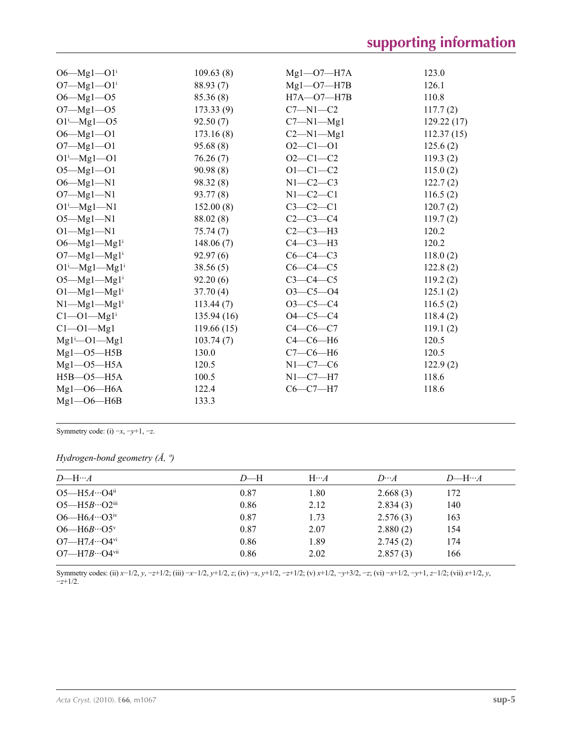| | | | |
|---|---|---|---|
| O6—Mg1—O1$^{i}$ | 109.63 (8) | Mg1—O7—H7A | 123.0 |
| O7—Mg1—O1$^{i}$ | 88.93 (7) | Mg1—O7—H7B | 126.1 |
| O6—Mg1—O5 | 85.36 (8) | H7A—O7—H7B | 110.8 |
| O7—Mg1—O5 | 173.33 (9) | C7—N1—C2 | 117.7 (2) |
| O1$^{i}$—Mg1—O5 | 92.50 (7) | C7—N1—Mg1 | 129.22 (17) |
| O6—Mg1—O1 | 173.16 (8) | C2—N1—Mg1 | 112.37 (15) |
| O7—Mg1—O1 | 95.68 (8) | O2—C1—O1 | 125.6 (2) |
| O1$^{i}$—Mg1—O1 | 76.26 (7) | O2—C1—C2 | 119.3 (2) |
| O5—Mg1—O1 | 90.98 (8) | O1—C1—C2 | 115.0 (2) |
| O6—Mg1—N1 | 98.32 (8) | N1—C2—C3 | 122.7 (2) |
| O7—Mg1—N1 | 93.77 (8) | N1—C2—C1 | 116.5 (2) |
| O1$^{i}$—Mg1—N1 | 152.00 (8) | C3—C2—C1 | 120.7 (2) |
| O5—Mg1—N1 | 88.02 (8) | C2—C3—C4 | 119.7 (2) |
| O1—Mg1—N1 | 75.74 (7) | C2—C3—H3 | 120.2 |
| O6—Mg1—Mg1$^{i}$ | 148.06 (7) | C4—C3—H3 | 120.2 |
| O7—Mg1—Mg1$^{i}$ | 92.97 (6) | C6—C4—C3 | 118.0 (2) |
| O1$^{i}$—Mg1—Mg1$^{i}$ | 38.56 (5) | C6—C4—C5 | 122.8 (2) |
| O5—Mg1—Mg1$^{i}$ | 92.20 (6) | C3—C4—C5 | 119.2 (2) |
| O1—Mg1—Mg1$^{i}$ | 37.70 (4) | O3—C5—O4 | 125.1 (2) |
| N1—Mg1—Mg1$^{i}$ | 113.44 (7) | O3—C5—C4 | 116.5 (2) |
| C1—O1—Mg1$^{i}$ | 135.94 (16) | O4—C5—C4 | 118.4 (2) |
| C1—O1—Mg1 | 119.66 (15) | C4—C6—C7 | 119.1 (2) |
| Mg1$^{i}$—O1—Mg1 | 103.74 (7) | C4—C6—H6 | 120.5 |
| Mg1—O5—H5B | 130.0 | C7—C6—H6 | 120.5 |
| Mg1—O5—H5A | 120.5 | N1—C7—C6 | 122.9 (2) |
| H5B—O5—H5A | 100.5 | N1—C7—H7 | 118.6 |
| Mg1—O6—H6A | 122.4 | C6—C7—H7 | 118.6 |
| Mg1—O6—H6B | 133.3 | | |

Symmetry code: (i) −*x*, −*y*+1, −*z*.

*Hydrogen-bond geometry (Å, º)*

| *D*—H···*A* | *D*—H | H···*A* | *D*···*A* | *D*—H···*A* |
|---|---|---|---|---|
| O5—H5*A*···O4$^{ii}$ | 0.87 | 1.80 | 2.668 (3) | 172 |
| O5—H5*B*···O2$^{iii}$ | 0.86 | 2.12 | 2.834 (3) | 140 |
| O6—H6*A*···O3$^{iv}$ | 0.87 | 1.73 | 2.576 (3) | 163 |
| O6—H6*B*···O5$^{v}$ | 0.87 | 2.07 | 2.880 (2) | 154 |
| O7—H7*A*···O4$^{vi}$ | 0.86 | 1.89 | 2.745 (2) | 174 |
| O7—H7*B*···O4$^{vii}$ | 0.86 | 2.02 | 2.857 (3) | 166 |

Symmetry codes: (ii) *x*−1/2, *y*, −*z*+1/2; (iii) −*x*−1/2, *y*+1/2, *z*; (iv) −*x*, *y*+1/2, −*z*+1/2; (v) *x*+1/2, −*y*+3/2, −*z*; (vi) −*x*+1/2, −*y*+1, *z*−1/2; (vii) *x*+1/2, *y*, −*z*+1/2.